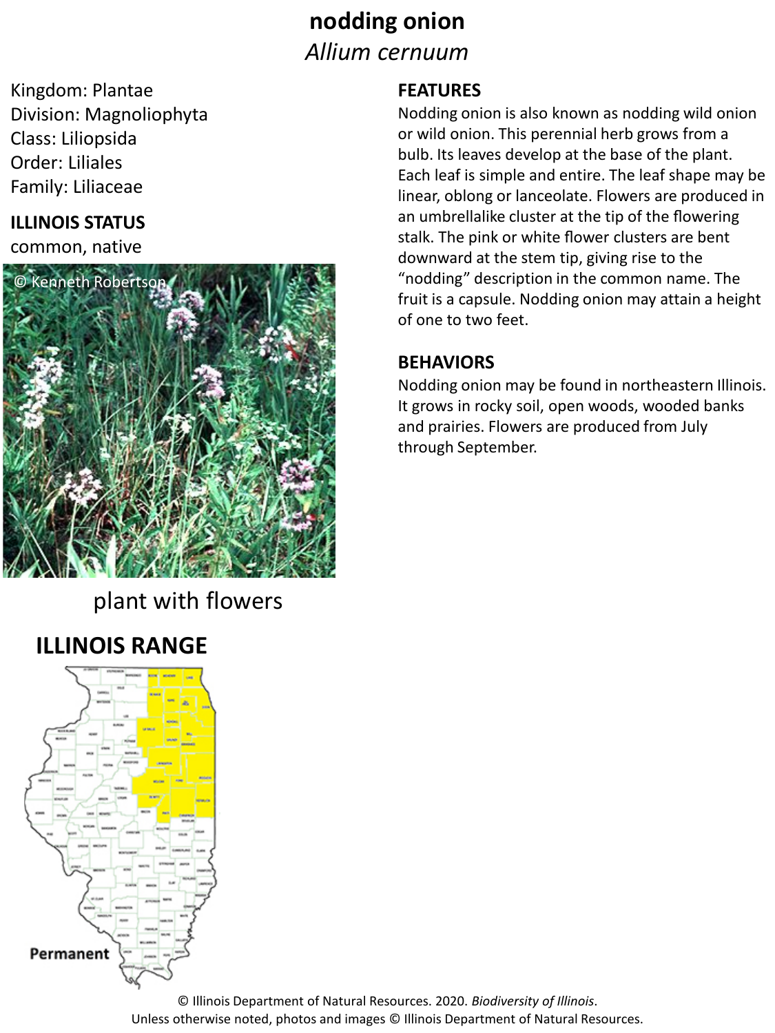# nodding onion

*Allium cernuum*

Kingdom: Plantae
Division: Magnoliophyta
Class: Liliopsida
Order: Liliales
Family: Liliaceae

## ILLINOIS STATUS

common, native

plant with flowers

## ILLINOIS RANGE

Permanent

## FEATURES

Nodding onion is also known as nodding wild onion or wild onion. This perennial herb grows from a bulb. Its leaves develop at the base of the plant. Each leaf is simple and entire. The leaf shape may be linear, oblong or lanceolate. Flowers are produced in an umbrellalike cluster at the tip of the flowering stalk. The pink or white flower clusters are bent downward at the stem tip, giving rise to the "nodding" description in the common name. The fruit is a capsule. Nodding onion may attain a height of one to two feet.

## BEHAVIORS

Nodding onion may be found in northeastern Illinois. It grows in rocky soil, open woods, wooded banks and prairies. Flowers are produced from July through September.

© Illinois Department of Natural Resources. 2020. *Biodiversity of Illinois*.
Unless otherwise noted, photos and images © Illinois Department of Natural Resources.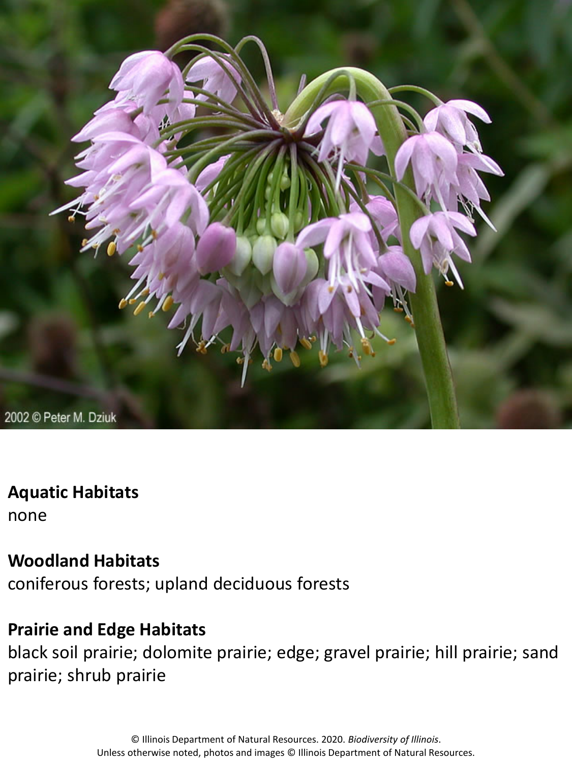**Aquatic Habitats**
none

**Woodland Habitats**
coniferous forests; upland deciduous forests

**Prairie and Edge Habitats**
black soil prairie; dolomite prairie; edge; gravel prairie; hill prairie; sand prairie; shrub prairie

© Illinois Department of Natural Resources. 2020. *Biodiversity of Illinois*.
Unless otherwise noted, photos and images © Illinois Department of Natural Resources.